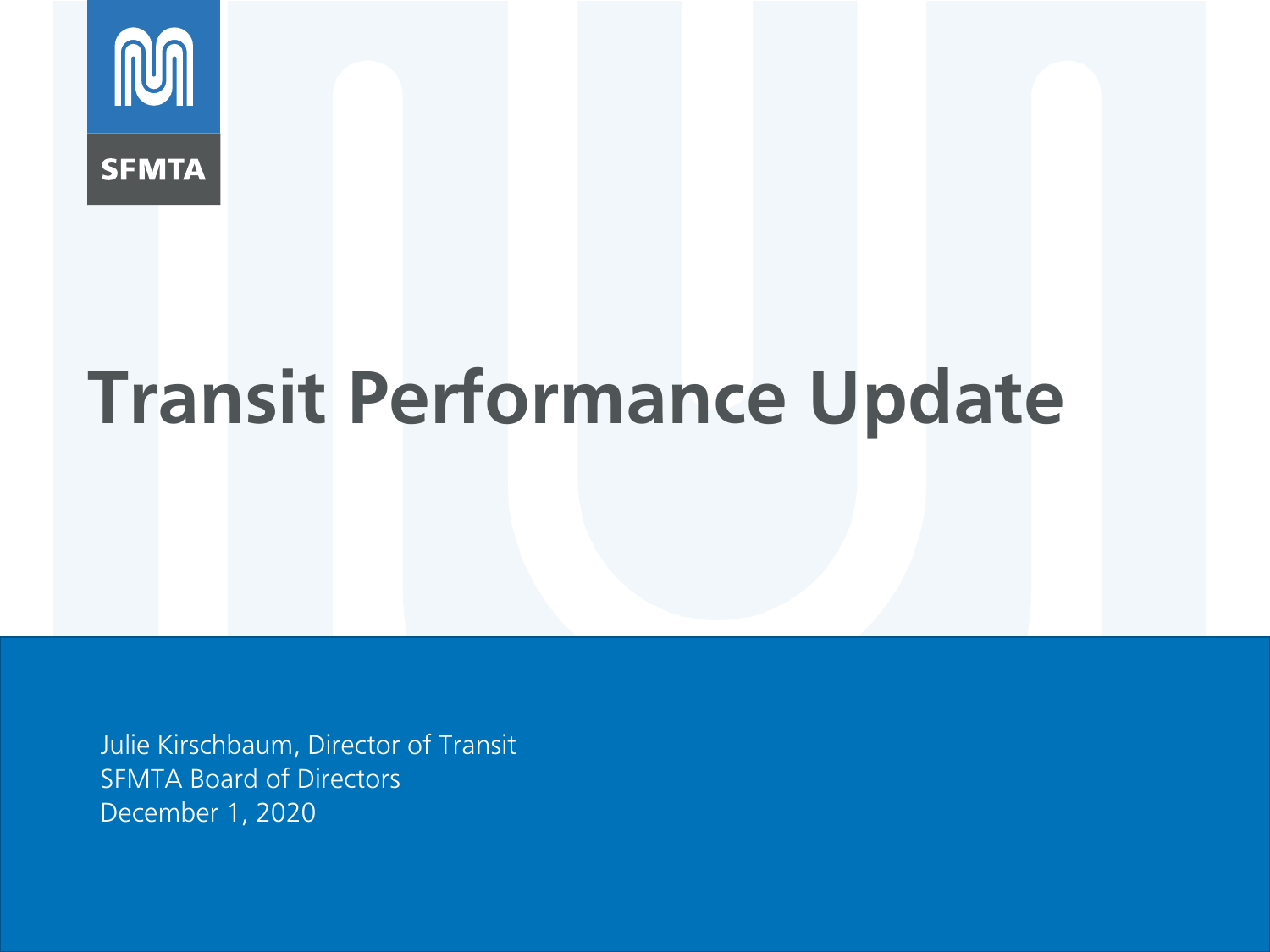SFMTA

# Transit Performance Update

Julie Kirschbaum, Director of Transit
SFMTA Board of Directors
December 1, 2020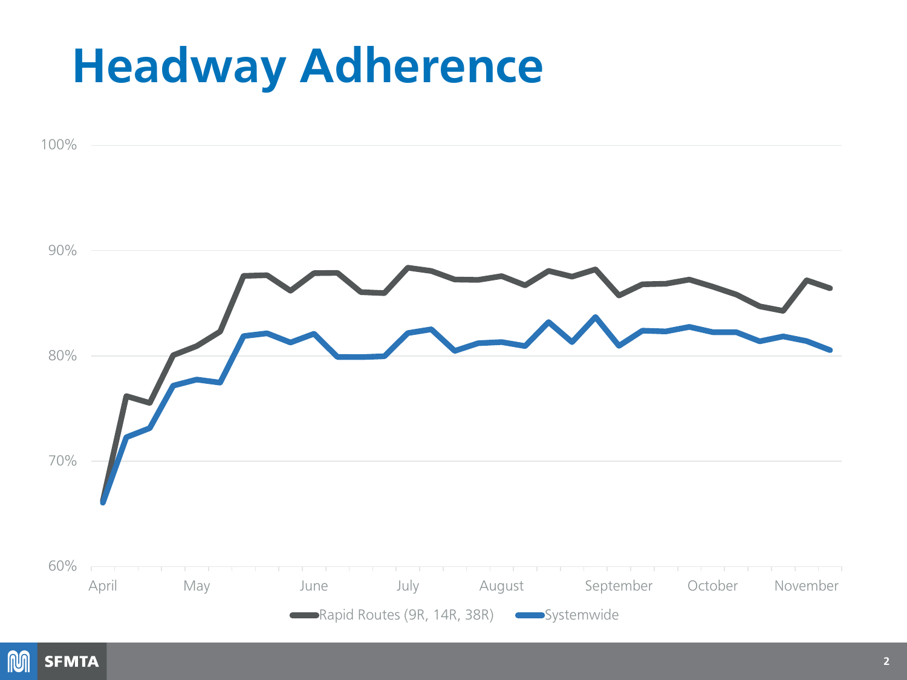# Headway Adherence

100%

90%

80%

70%

60%

April May June July August September October November

Rapid Routes (9R, 14R, 38R) Systemwide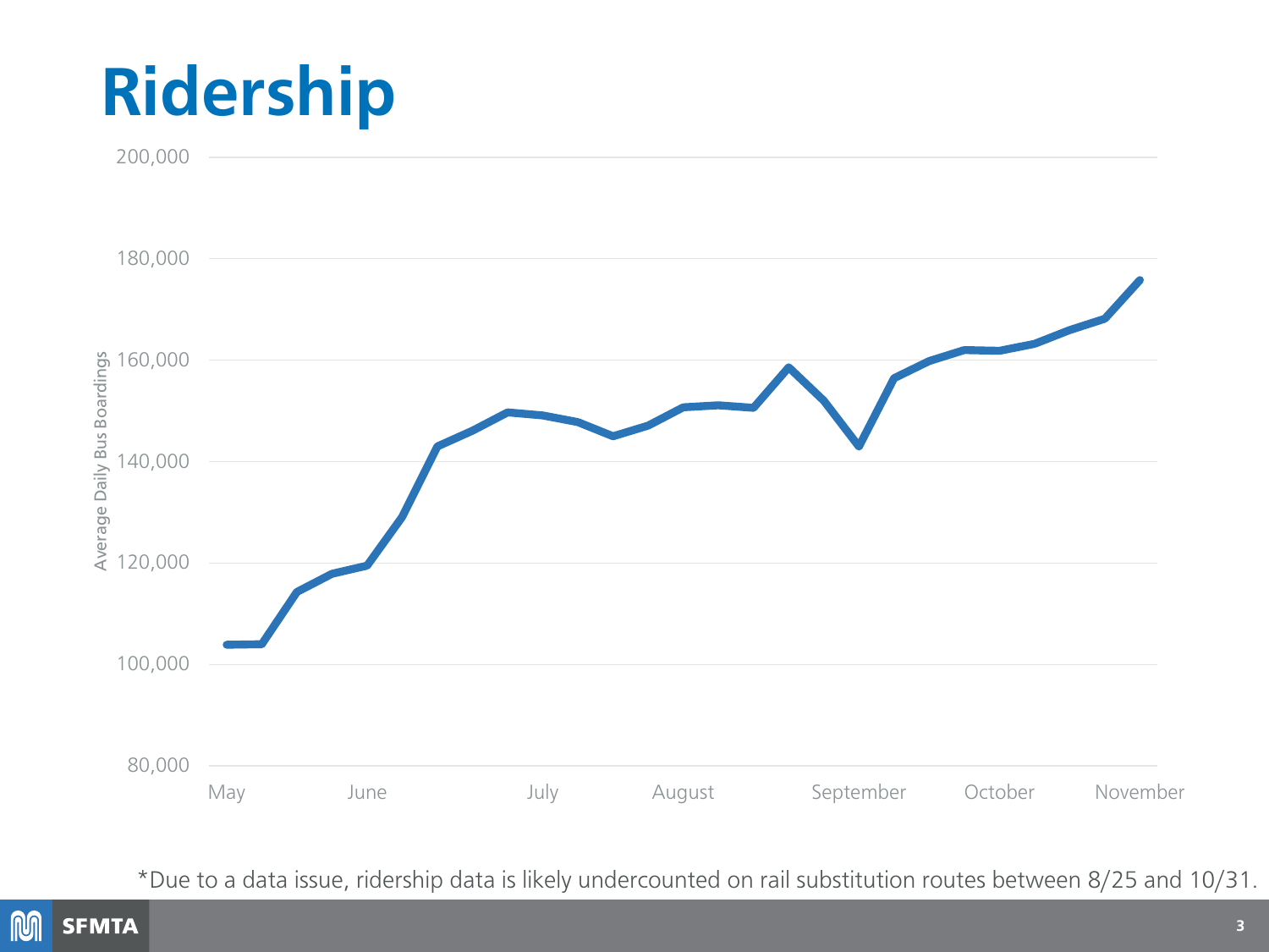# Ridership

*Due to a data issue, ridership data is likely undercounted on rail substitution routes between 8/25 and 10/31.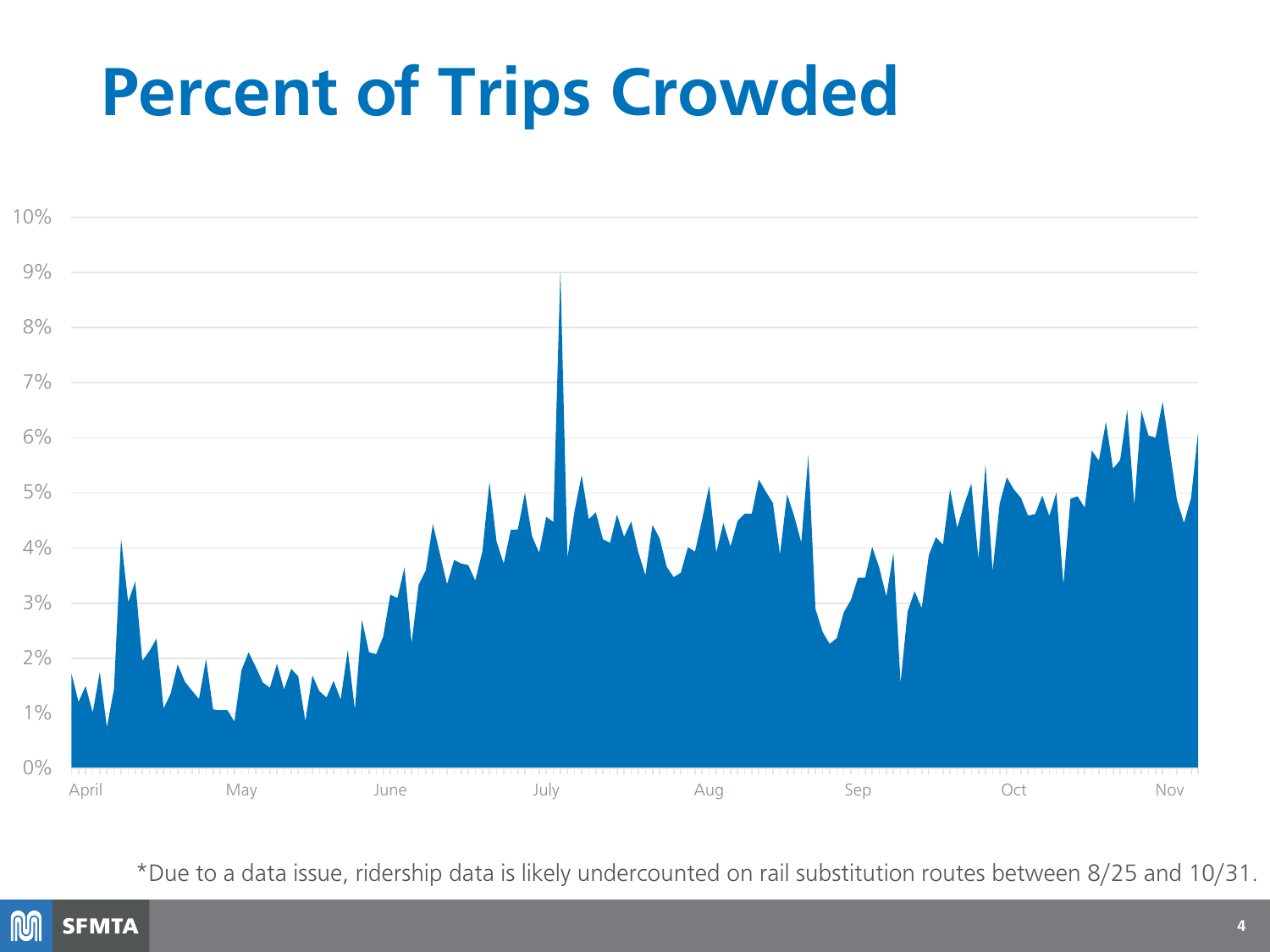# Percent of Trips Crowded

*Due to a data issue, ridership data is likely undercounted on rail substitution routes between 8/25 and 10/31.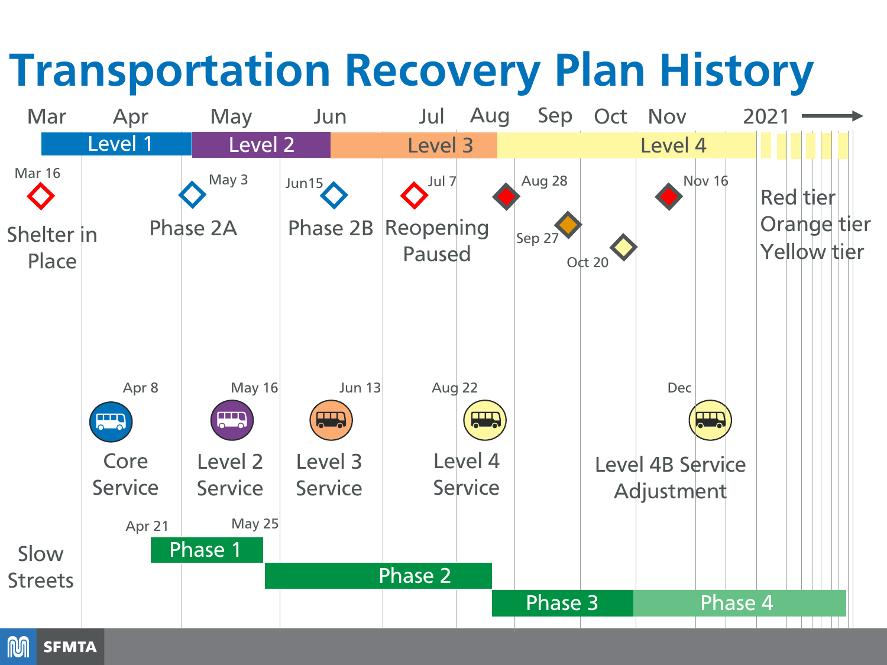# Transportation Recovery Plan History

Mar | Apr | May | Jun | Jul | Aug | Sep | Oct | Nov | 2021 →

Level 1 | Level 2 | Level 3 | Level 4

Mar 16 – Shelter in Place

May 3 – Phase 2A

Jun15 – Phase 2B

Jul 7 – Reopening Paused

Aug 28

Sep 27

Oct 20

Nov 16

Red tier
Orange tier
Yellow tier

Apr 8 – Core Service

May 16 – Level 2 Service

Jun 13 – Level 3 Service

Aug 22 – Level 4 Service

Dec – Level 4B Service Adjustment

Slow Streets

Apr 21 – Phase 1

May 25 – Phase 2

Phase 3

Phase 4

SFMTA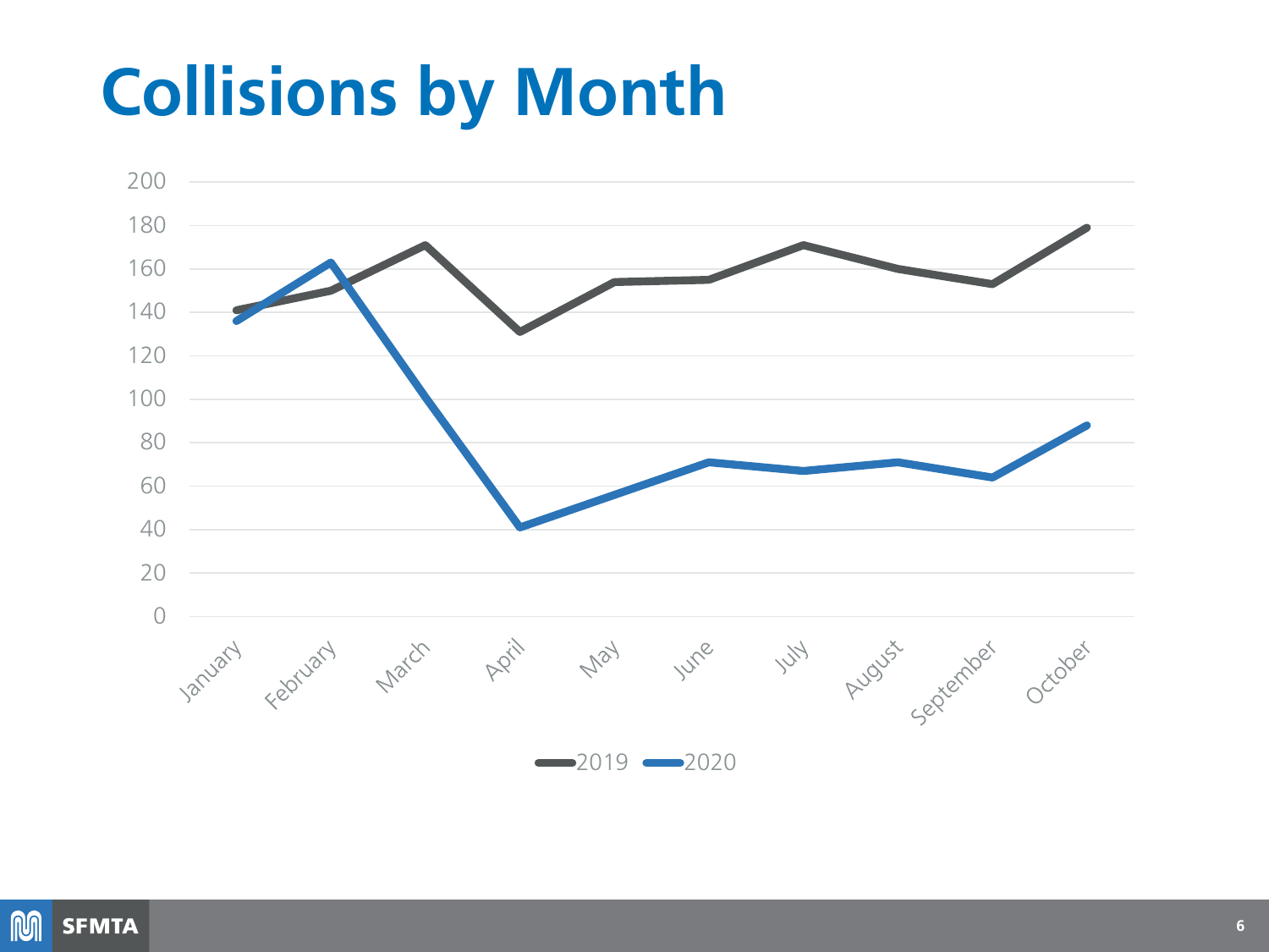# Collisions by Month

200
180
160
140
120
100
80
60
40
20
0

January February March April May June July August September October

2019 2020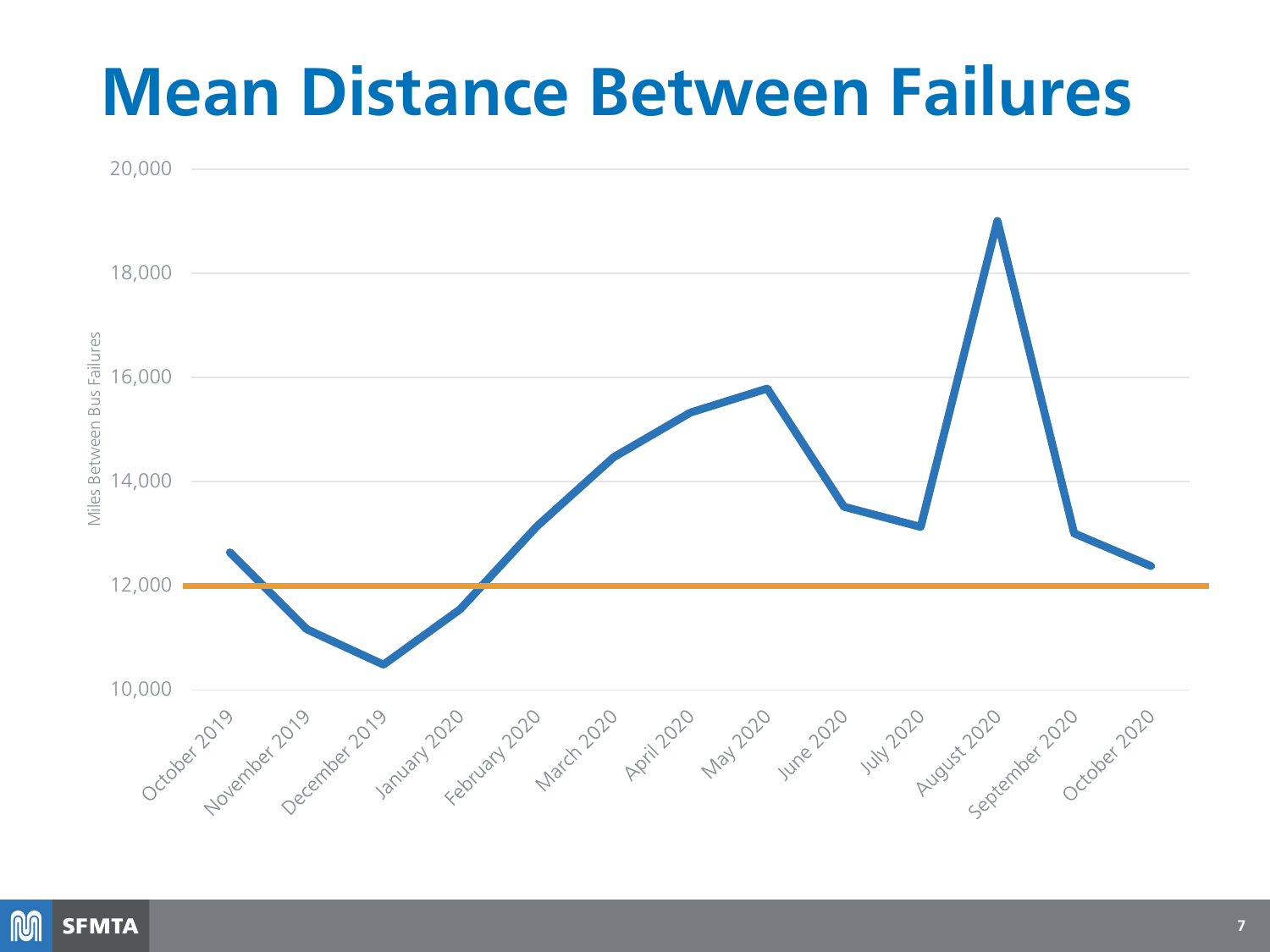# Mean Distance Between Failures

Miles Between Bus Failures

20,000

18,000

16,000

14,000

12,000

10,000

October 2019, November 2019, December 2019, January 2020, February 2020, March 2020, April 2020, May 2020, June 2020, July 2020, August 2020, September 2020, October 2020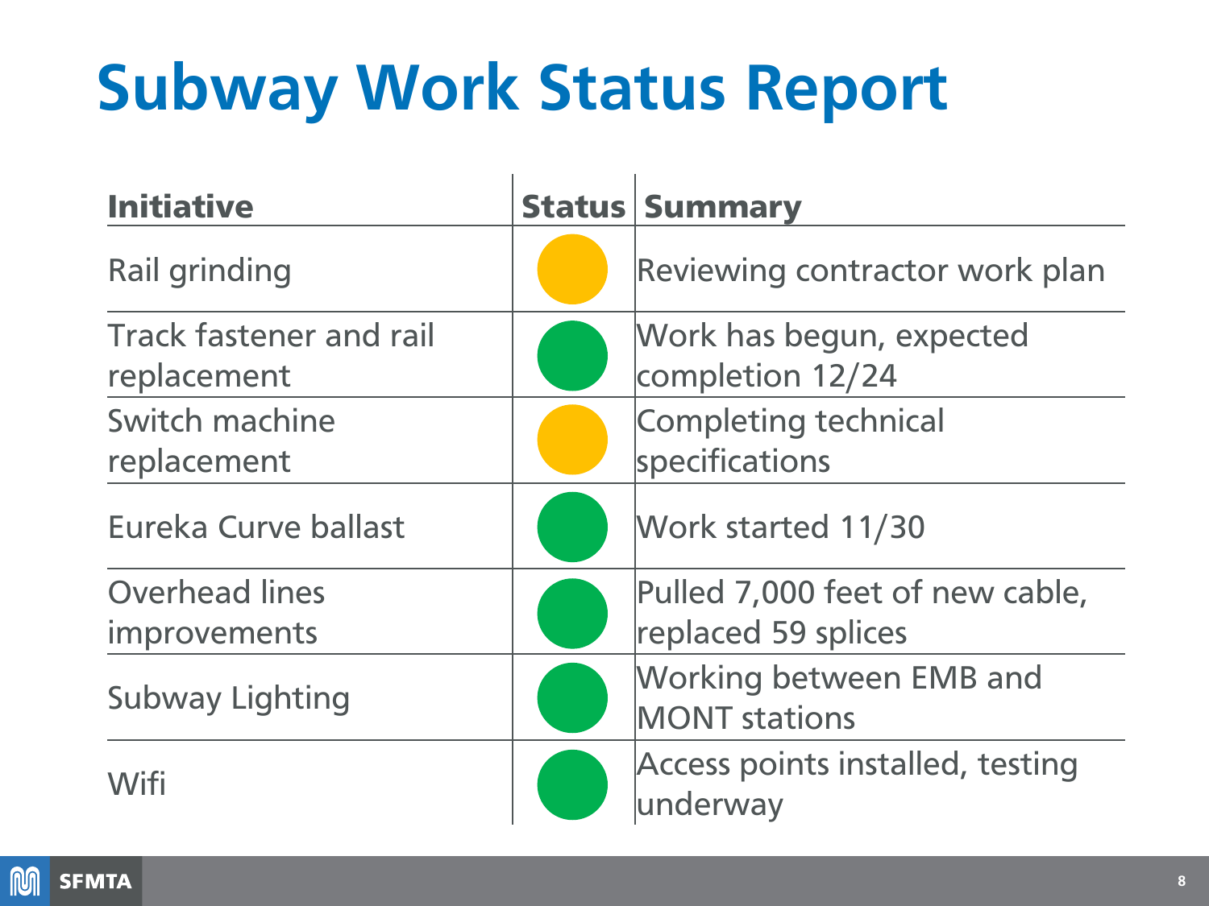# Subway Work Status Report

| Initiative | Status | Summary |
|---|---|---|
| Rail grinding | 🟡 | Reviewing contractor work plan |
| Track fastener and rail replacement | 🟢 | Work has begun, expected completion 12/24 |
| Switch machine replacement | 🟡 | Completing technical specifications |
| Eureka Curve ballast | 🟢 | Work started 11/30 |
| Overhead lines improvements | 🟢 | Pulled 7,000 feet of new cable, replaced 59 splices |
| Subway Lighting | 🟢 | Working between EMB and MONT stations |
| Wifi | 🟢 | Access points installed, testing underway |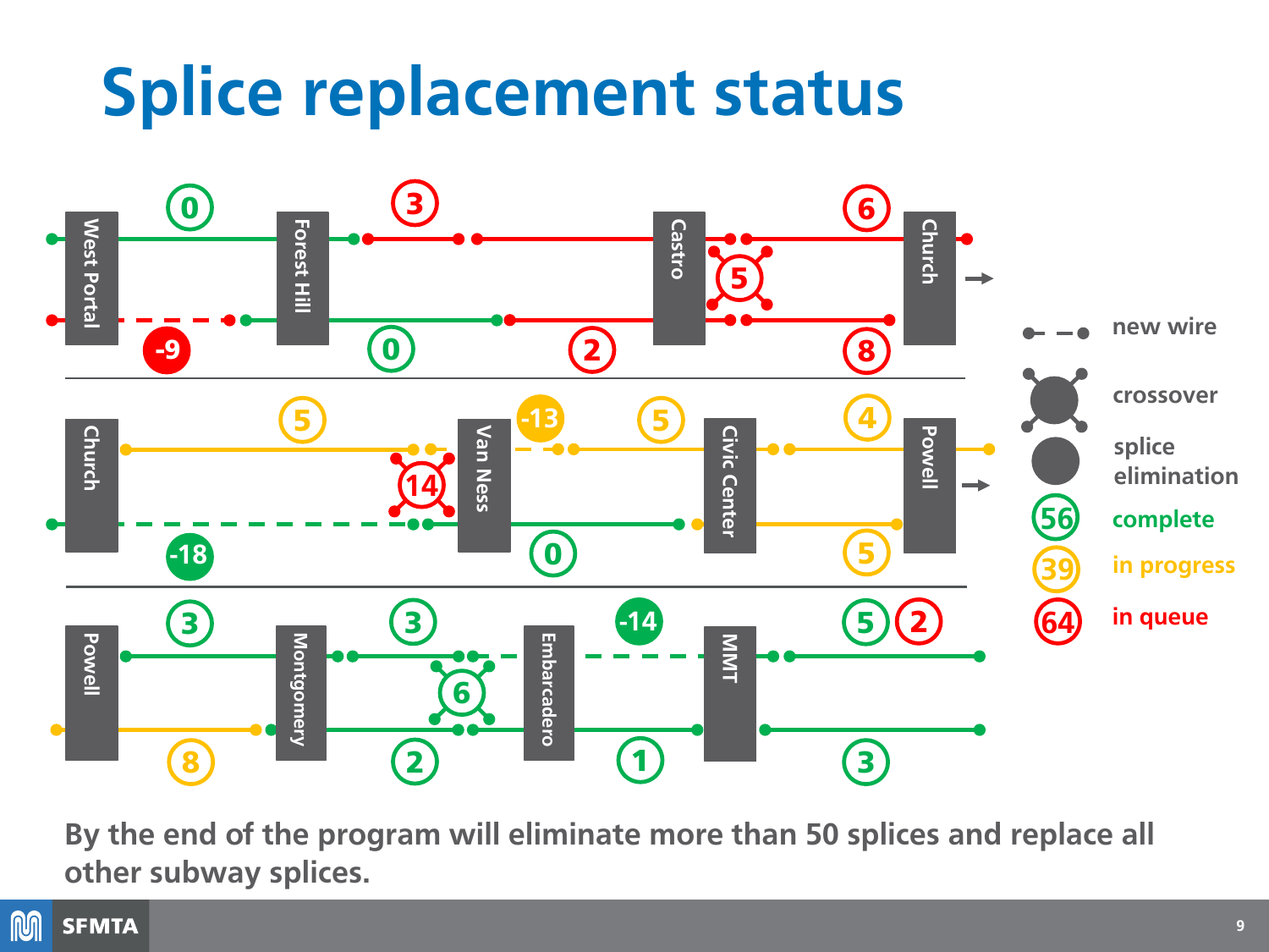# Splice replacement status

West Portal
Forest Hill
Castro
Church

0
3
6
5
-9
0
2
8

Church
Van Ness
Civic Center
Powell

5
-13
5
4
14
-18
0
5

Powell
Montgomery
Embarcadero
MMT

3
3
-14
5
2
6
8
2
1
3

new wire
crossover
splice elimination
56 complete
39 in progress
64 in queue

**By the end of the program will eliminate more than 50 splices and replace all other subway splices.**